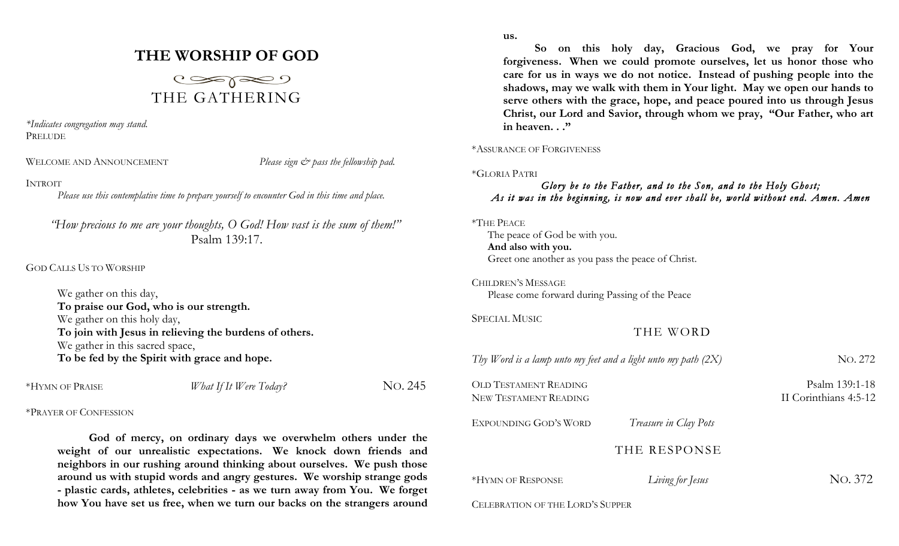# THE WORSHIP OF GOD

## THE GATHERING

*\*Indicates congregation may stand.*

PRELUDE

WELCOME AND ANNOUNCEMENT — *Please sign & pass the fellowship pad.*

INTROIT

*Please use this contemplative time to prepare yourself to encounter God in this time and place.*

*"How precious to me are your thoughts, O God! How vast is the sum of them!"*
Psalm 139:17.

GOD CALLS US TO WORSHIP

We gather on this day,
**To praise our God, who is our strength.**
We gather on this holy day,
**To join with Jesus in relieving the burdens of others.**
We gather in this sacred space,
**To be fed by the Spirit with grace and hope.**

*HYMN OF PRAISE — *What If It Were Today?* — NO. 245

*PRAYER OF CONFESSION

**God of mercy, on ordinary days we overwhelm others under the weight of our unrealistic expectations. We knock down friends and neighbors in our rushing around thinking about ourselves. We push those around us with stupid words and angry gestures. We worship strange gods - plastic cards, athletes, celebrities - as we turn away from You. We forget how You have set us free, when we turn our backs on the strangers around us.**

**So on this holy day, Gracious God, we pray for Your forgiveness. When we could promote ourselves, let us honor those who care for us in ways we do not notice. Instead of pushing people into the shadows, may we walk with them in Your light. May we open our hands to serve others with the grace, hope, and peace poured into us through Jesus Christ, our Lord and Savior, through whom we pray, "Our Father, who art in heaven. . ."**

*ASSURANCE OF FORGIVENESS

*GLORIA PATRI

***Glory be to the Father, and to the Son, and to the Holy Ghost;***
***As it was in the beginning, is now and ever shall be, world without end. Amen. Amen***

*THE PEACE

The peace of God be with you.
**And also with you.**
Greet one another as you pass the peace of Christ.

CHILDREN'S MESSAGE

Please come forward during Passing of the Peace

SPECIAL MUSIC

## THE WORD

*Thy Word is a lamp unto my feet and a light unto my path (2X)* — NO. 272

OLD TESTAMENT READING — Psalm 139:1-18

NEW TESTAMENT READING — II Corinthians 4:5-12

EXPOUNDING GOD'S WORD — *Treasure in Clay Pots*

## THE RESPONSE

*HYMN OF RESPONSE — *Living for Jesus* — NO. 372

CELEBRATION OF THE LORD'S SUPPER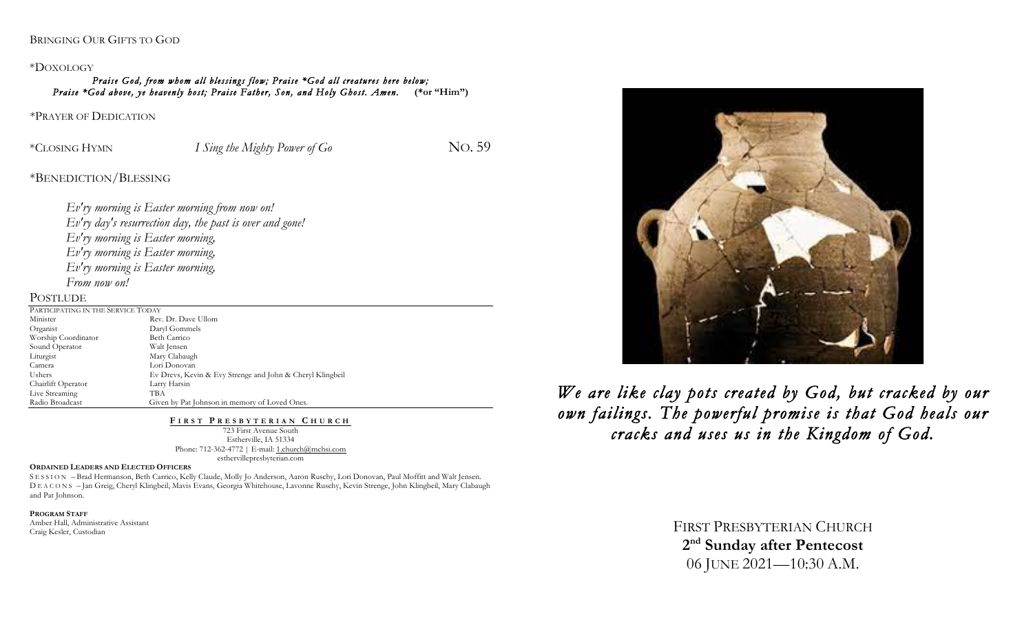BRINGING OUR GIFTS TO GOD

*DOXOLOGY

*Praise God, from whom all blessings flow; Praise *God all creatures here below;*
*Praise *God above, ye heavenly host; Praise Father, Son, and Holy Ghost. Amen.* (*or "Him")

*PRAYER OF DEDICATION

*CLOSING HYMN *I Sing the Mighty Power of Go* NO. 59

*BENEDICTION/BLESSING

*Ev'ry morning is Easter morning from now on!*
*Ev'ry day's resurrection day, the past is over and gone!*
*Ev'ry morning is Easter morning,*
*Ev'ry morning is Easter morning,*
*Ev'ry morning is Easter morning,*
*From now on!*

POSTLUDE

| PARTICIPATING IN THE SERVICE TODAY | |
|---|---|
| Minister | Rev. Dr. Dave Ullom |
| Organist | Daryl Gommels |
| Worship Coordinator | Beth Carrico |
| Sound Operator | Walt Jensen |
| Liturgist | Mary Clabaugh |
| Camera | Lori Donovan |
| Ushers | Ev Drevs, Kevin & Evy Strenge and John & Cheryl Klingbeil |
| Chairlift Operator | Larry Harsin |
| Live Streaming | TBA |
| Radio Broadcast | Given by Pat Johnson in memory of Loved Ones. |

**FIRST PRESBYTERIAN CHURCH**

723 First Avenue South
Estherville, IA 51334
Phone: 712-362-4772 | E-mail: 1.church@mchsi.com
esthervillepresbyterian.com

**ORDAINED LEADERS AND ELECTED OFFICERS**

SESSION – Brad Hermanson, Beth Carrico, Kelly Claude, Molly Jo Anderson, Aaron Ruschy, Lori Donovan, Paul Moffitt and Walt Jensen.
DEACONS – Jan Greig, Cheryl Klingbeil, Mavis Evans, Georgia Whitehouse, Lavonne Ruschy, Kevin Strenge, John Klingbeil, Mary Clabaugh and Pat Johnson.

**PROGRAM STAFF**

Amber Hall, Administrative Assistant
Craig Kesler, Custodian

*We are like clay pots created by God, but cracked by our own failings. The powerful promise is that God heals our cracks and uses us in the Kingdom of God.*

FIRST PRESBYTERIAN CHURCH

**2nd Sunday after Pentecost**

06 JUNE 2021—10:30 A.M.